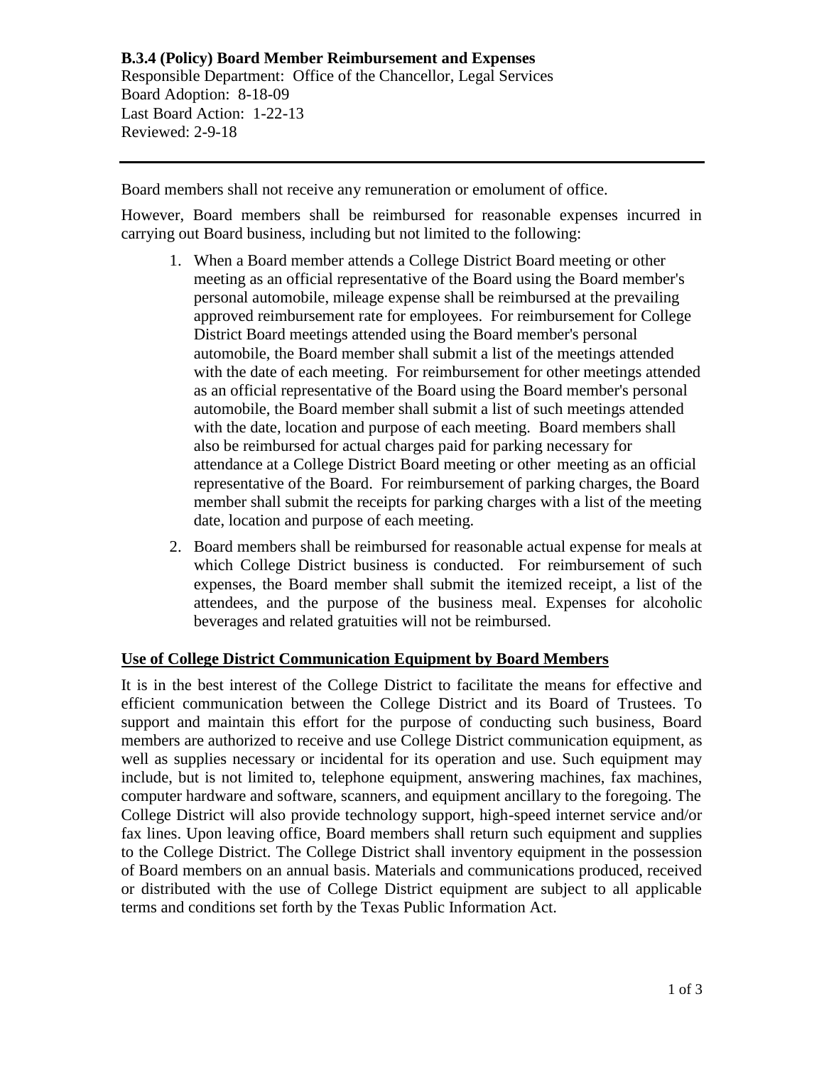**B.3.4 (Policy) Board Member Reimbursement and Expenses**
Responsible Department: Office of the Chancellor, Legal Services
Board Adoption: 8-18-09
Last Board Action: 1-22-13
Reviewed: 2-9-18

---

Board members shall not receive any remuneration or emolument of office.

However, Board members shall be reimbursed for reasonable expenses incurred in carrying out Board business, including but not limited to the following:

1. When a Board member attends a College District Board meeting or other meeting as an official representative of the Board using the Board member's personal automobile, mileage expense shall be reimbursed at the prevailing approved reimbursement rate for employees. For reimbursement for College District Board meetings attended using the Board member's personal automobile, the Board member shall submit a list of the meetings attended with the date of each meeting. For reimbursement for other meetings attended as an official representative of the Board using the Board member's personal automobile, the Board member shall submit a list of such meetings attended with the date, location and purpose of each meeting. Board members shall also be reimbursed for actual charges paid for parking necessary for attendance at a College District Board meeting or other meeting as an official representative of the Board. For reimbursement of parking charges, the Board member shall submit the receipts for parking charges with a list of the meeting date, location and purpose of each meeting.
2. Board members shall be reimbursed for reasonable actual expense for meals at which College District business is conducted. For reimbursement of such expenses, the Board member shall submit the itemized receipt, a list of the attendees, and the purpose of the business meal. Expenses for alcoholic beverages and related gratuities will not be reimbursed.

**Use of College District Communication Equipment by Board Members**

It is in the best interest of the College District to facilitate the means for effective and efficient communication between the College District and its Board of Trustees. To support and maintain this effort for the purpose of conducting such business, Board members are authorized to receive and use College District communication equipment, as well as supplies necessary or incidental for its operation and use. Such equipment may include, but is not limited to, telephone equipment, answering machines, fax machines, computer hardware and software, scanners, and equipment ancillary to the foregoing. The College District will also provide technology support, high-speed internet service and/or fax lines. Upon leaving office, Board members shall return such equipment and supplies to the College District. The College District shall inventory equipment in the possession of Board members on an annual basis. Materials and communications produced, received or distributed with the use of College District equipment are subject to all applicable terms and conditions set forth by the Texas Public Information Act.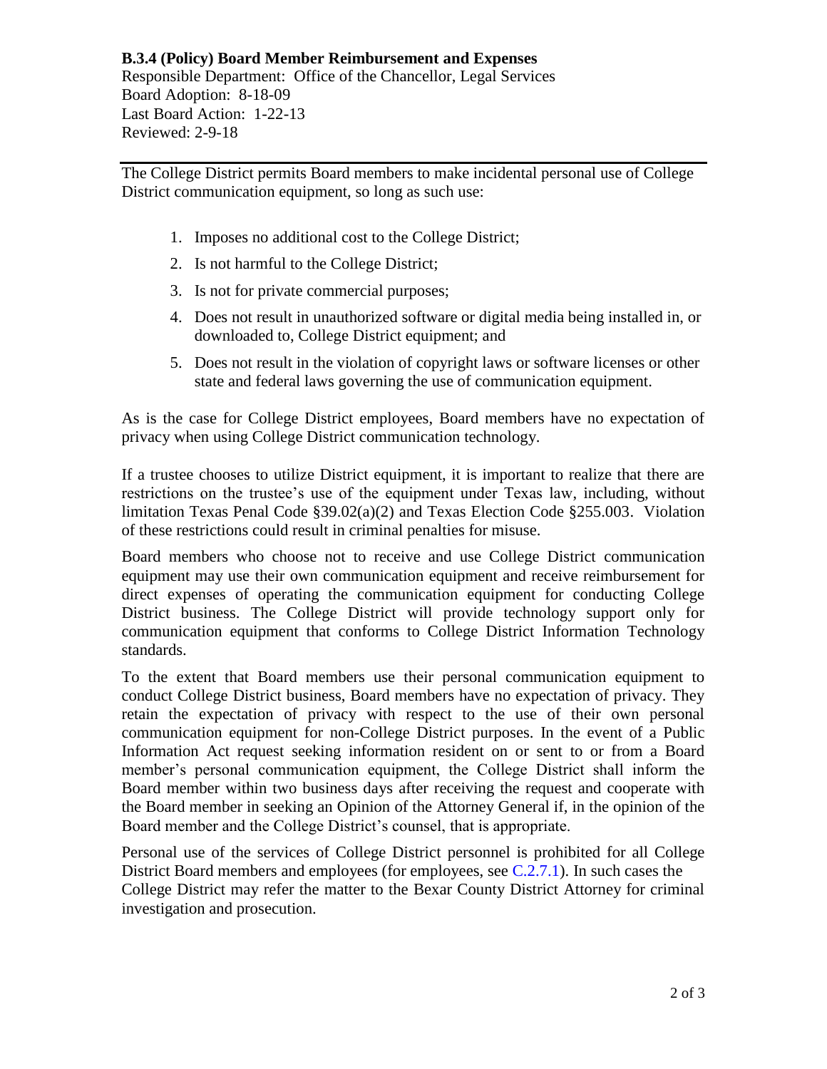**B.3.4 (Policy) Board Member Reimbursement and Expenses**
Responsible Department: Office of the Chancellor, Legal Services
Board Adoption: 8-18-09
Last Board Action: 1-22-13
Reviewed: 2-9-18

---

The College District permits Board members to make incidental personal use of College District communication equipment, so long as such use:

1. Imposes no additional cost to the College District;
2. Is not harmful to the College District;
3. Is not for private commercial purposes;
4. Does not result in unauthorized software or digital media being installed in, or downloaded to, College District equipment; and
5. Does not result in the violation of copyright laws or software licenses or other state and federal laws governing the use of communication equipment.

As is the case for College District employees, Board members have no expectation of privacy when using College District communication technology.

If a trustee chooses to utilize District equipment, it is important to realize that there are restrictions on the trustee's use of the equipment under Texas law, including, without limitation Texas Penal Code §39.02(a)(2) and Texas Election Code §255.003. Violation of these restrictions could result in criminal penalties for misuse.

Board members who choose not to receive and use College District communication equipment may use their own communication equipment and receive reimbursement for direct expenses of operating the communication equipment for conducting College District business. The College District will provide technology support only for communication equipment that conforms to College District Information Technology standards.

To the extent that Board members use their personal communication equipment to conduct College District business, Board members have no expectation of privacy. They retain the expectation of privacy with respect to the use of their own personal communication equipment for non-College District purposes. In the event of a Public Information Act request seeking information resident on or sent to or from a Board member's personal communication equipment, the College District shall inform the Board member within two business days after receiving the request and cooperate with the Board member in seeking an Opinion of the Attorney General if, in the opinion of the Board member and the College District's counsel, that is appropriate.

Personal use of the services of College District personnel is prohibited for all College District Board members and employees (for employees, see C.2.7.1). In such cases the College District may refer the matter to the Bexar County District Attorney for criminal investigation and prosecution.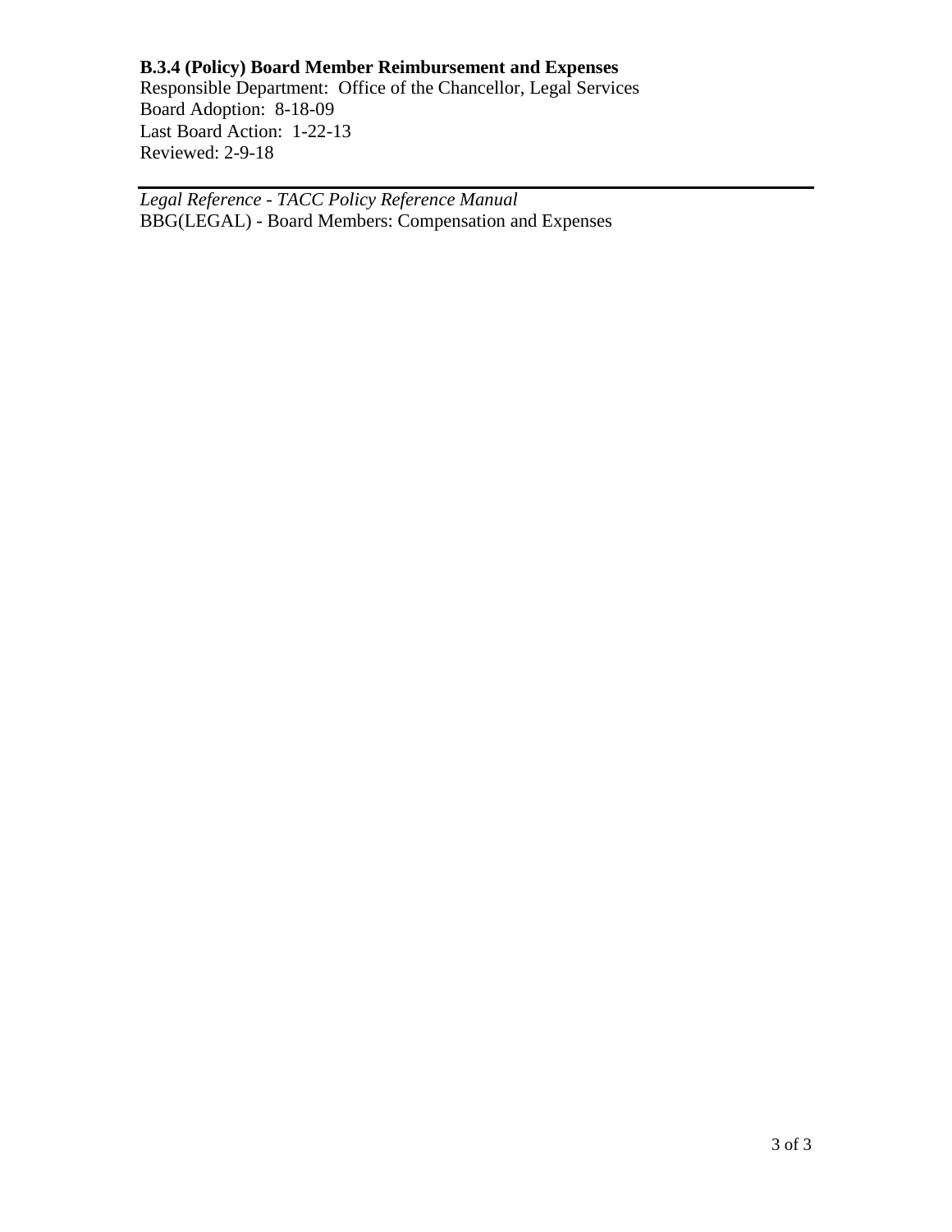**B.3.4 (Policy) Board Member Reimbursement and Expenses**
Responsible Department: Office of the Chancellor, Legal Services
Board Adoption: 8-18-09
Last Board Action: 1-22-13
Reviewed: 2-9-18

---

*Legal Reference - TACC Policy Reference Manual*
BBG(LEGAL) - Board Members: Compensation and Expenses